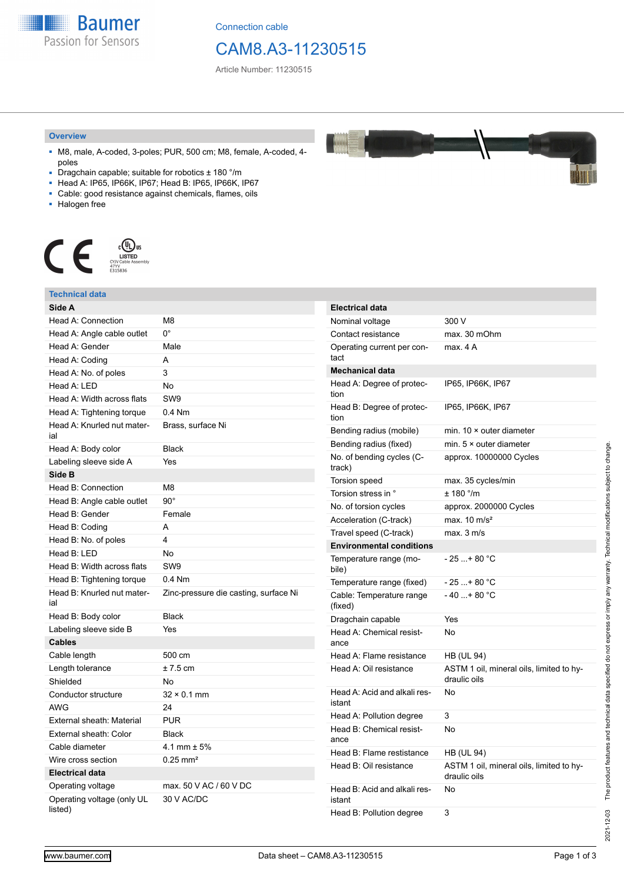Connection cable

# CAM8.A3-11230515

Article Number: 11230515

## Overview

- M8, male, A-coded, 3-poles; PUR, 500 cm; M8, female, A-coded, 4-poles
- Dragchain capable; suitable for robotics ± 180 °/m
- Head A: IP65, IP66K, IP67; Head B: IP65, IP66K, IP67
- Cable: good resistance against chemicals, flames, oils
- Halogen free

## Technical data

| Side A | |
|---|---|
| Head A: Connection | M8 |
| Head A: Angle cable outlet | 0° |
| Head A: Gender | Male |
| Head A: Coding | A |
| Head A: No. of poles | 3 |
| Head A: LED | No |
| Head A: Width across flats | SW9 |
| Head A: Tightening torque | 0.4 Nm |
| Head A: Knurled nut material | Brass, surface Ni |
| Head A: Body color | Black |
| Labeling sleeve side A | Yes |
| **Side B** | |
| Head B: Connection | M8 |
| Head B: Angle cable outlet | 90° |
| Head B: Gender | Female |
| Head B: Coding | A |
| Head B: No. of poles | 4 |
| Head B: LED | No |
| Head B: Width across flats | SW9 |
| Head B: Tightening torque | 0.4 Nm |
| Head B: Knurled nut material | Zinc-pressure die casting, surface Ni |
| Head B: Body color | Black |
| Labeling sleeve side B | Yes |
| **Cables** | |
| Cable length | 500 cm |
| Length tolerance | ± 7.5 cm |
| Shielded | No |
| Conductor structure | 32 × 0.1 mm |
| AWG | 24 |
| External sheath: Material | PUR |
| External sheath: Color | Black |
| Cable diameter | 4.1 mm ± 5% |
| Wire cross section | 0.25 mm² |
| **Electrical data** | |
| Operating voltage | max. 50 V AC / 60 V DC |
| Operating voltage (only UL listed) | 30 V AC/DC |

| Electrical data | |
|---|---|
| Nominal voltage | 300 V |
| Contact resistance | max. 30 mOhm |
| Operating current per contact | max. 4 A |
| **Mechanical data** | |
| Head A: Degree of protection | IP65, IP66K, IP67 |
| Head B: Degree of protection | IP65, IP66K, IP67 |
| Bending radius (mobile) | min. 10 × outer diameter |
| Bending radius (fixed) | min. 5 × outer diameter |
| No. of bending cycles (C-track) | approx. 10000000 Cycles |
| Torsion speed | max. 35 cycles/min |
| Torsion stress in ° | ± 180 °/m |
| No. of torsion cycles | approx. 2000000 Cycles |
| Acceleration (C-track) | max. 10 m/s² |
| Travel speed (C-track) | max. 3 m/s |
| **Environmental conditions** | |
| Temperature range (mobile) | - 25 ...+ 80 °C |
| Temperature range (fixed) | - 25 ...+ 80 °C |
| Cable: Temperature range (fixed) | - 40 ...+ 80 °C |
| Dragchain capable | Yes |
| Head A: Chemical resistance | No |
| Head A: Flame resistance | HB (UL 94) |
| Head A: Oil resistance | ASTM 1 oil, mineral oils, limited to hydraulic oils |
| Head A: Acid and alkali resistant | No |
| Head A: Pollution degree | 3 |
| Head B: Chemical resistance | No |
| Head B: Flame resistance | HB (UL 94) |
| Head B: Oil resistance | ASTM 1 oil, mineral oils, limited to hydraulic oils |
| Head B: Acid and alkali resistant | No |
| Head B: Pollution degree | 3 |

2021-12-03 The product features and technical data specified do not express or imply any warranty. Technical modifications subject to change.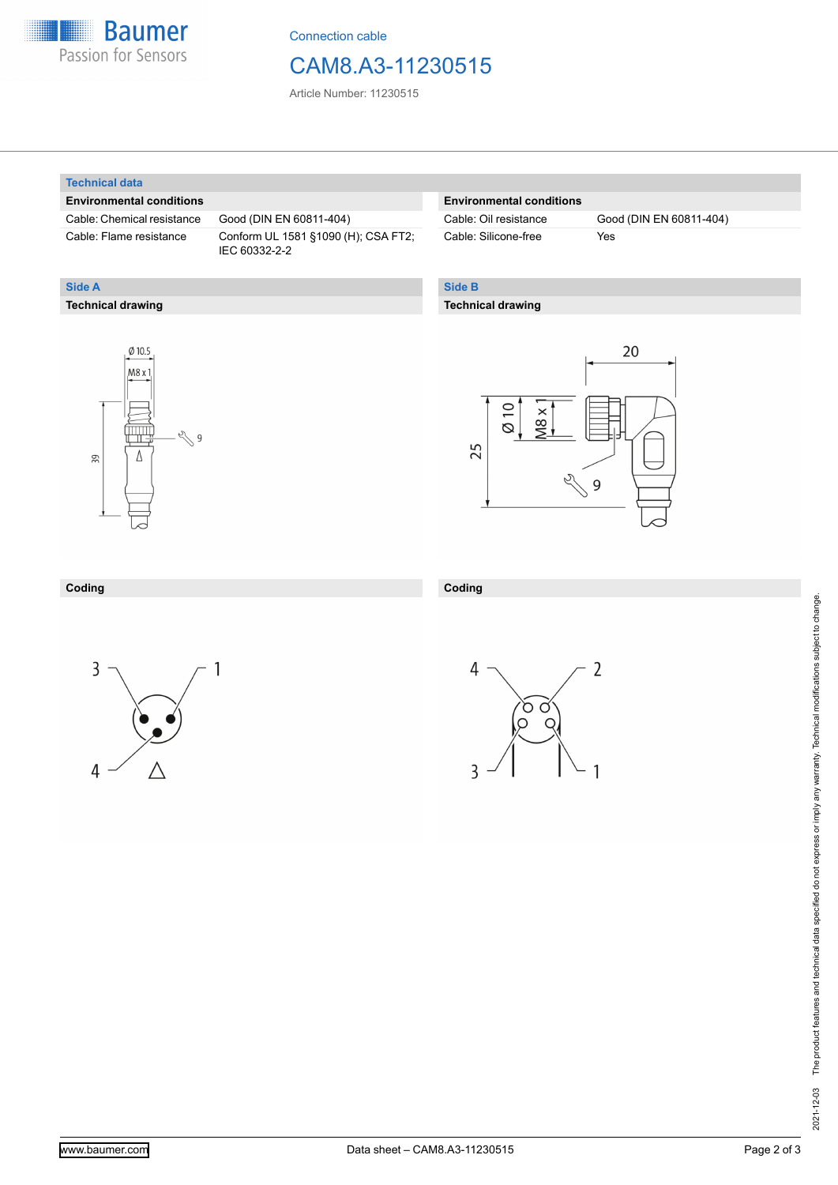## Technical data

| Environmental conditions | |
|---|---|
| Cable: Chemical resistance | Good (DIN EN 60811-404) |
| Cable: Flame resistance | Conform UL 1581 §1090 (H); CSA FT2; IEC 60332-2-2 |

| Environmental conditions | |
|---|---|
| Cable: Oil resistance | Good (DIN EN 60811-404) |
| Cable: Silicone-free | Yes |

## Side A

### Technical drawing

Ø 10.5

M8 x 1

39

9

### Coding

3 1

4

## Side B

### Technical drawing

20

Ø 10

M8 x 1

25

9

### Coding

4 2

3 1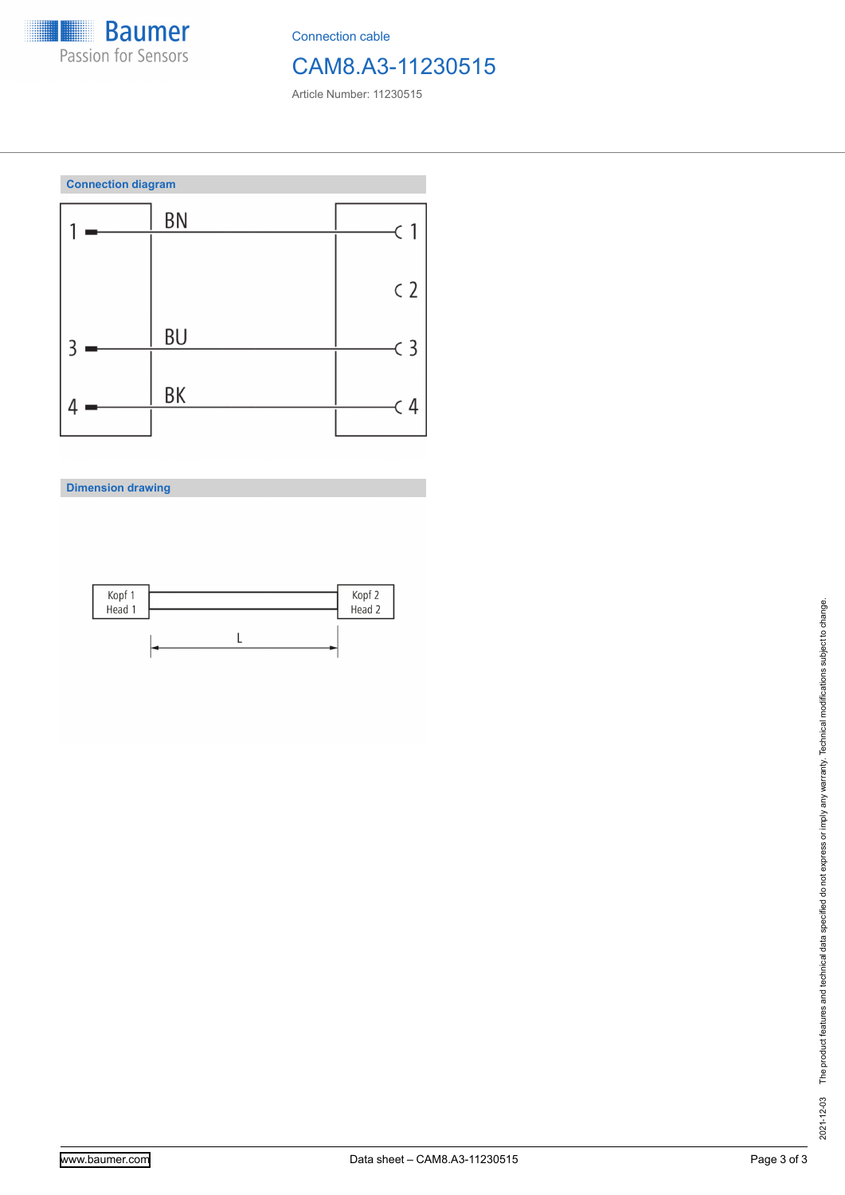Connection cable

# CAM8.A3-11230515

Article Number: 11230515

## Connection diagram

1 BN 1

2

3 BU 3

4 BK 4

## Dimension drawing

Kopf 1
Head 1

Kopf 2
Head 2

L

2021-12-03 The product features and technical data specified do not express or imply any warranty. Technical modifications subject to change.